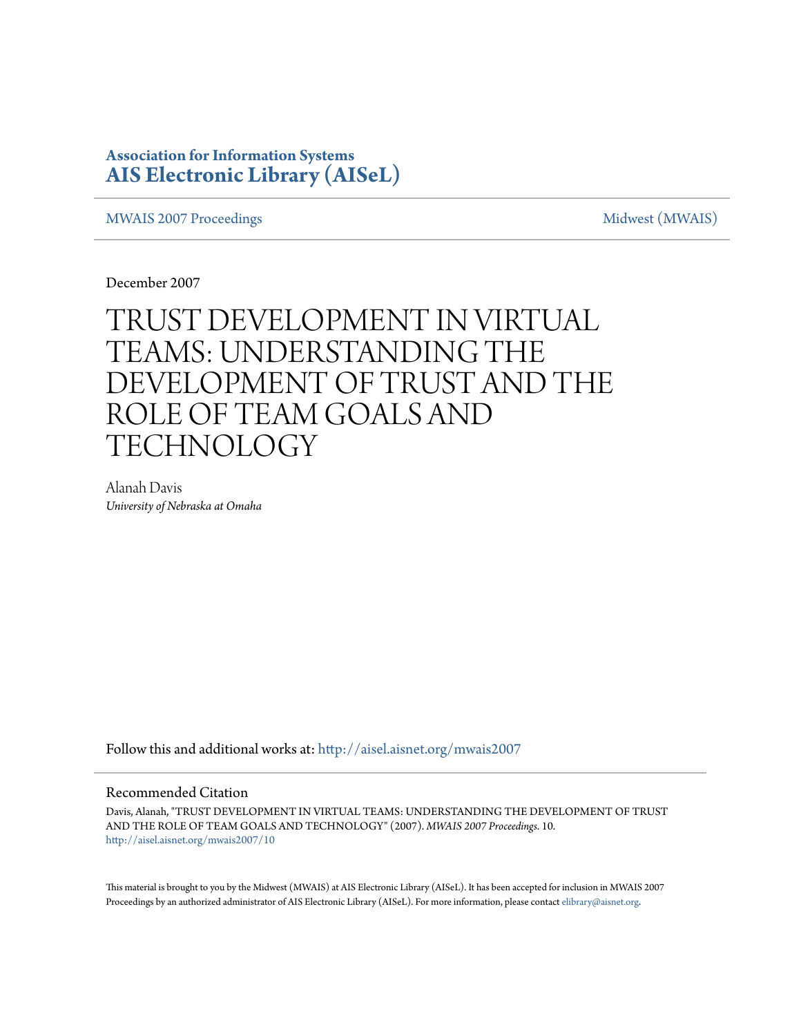**Association for Information Systems**
**AIS Electronic Library (AISeL)**

MWAIS 2007 Proceedings | Midwest (MWAIS)

December 2007

# TRUST DEVELOPMENT IN VIRTUAL TEAMS: UNDERSTANDING THE DEVELOPMENT OF TRUST AND THE ROLE OF TEAM GOALS AND TECHNOLOGY

Alanah Davis
*University of Nebraska at Omaha*

Follow this and additional works at: http://aisel.aisnet.org/mwais2007

## Recommended Citation

Davis, Alanah, "TRUST DEVELOPMENT IN VIRTUAL TEAMS: UNDERSTANDING THE DEVELOPMENT OF TRUST AND THE ROLE OF TEAM GOALS AND TECHNOLOGY" (2007). *MWAIS 2007 Proceedings*. 10.
http://aisel.aisnet.org/mwais2007/10

This material is brought to you by the Midwest (MWAIS) at AIS Electronic Library (AISeL). It has been accepted for inclusion in MWAIS 2007 Proceedings by an authorized administrator of AIS Electronic Library (AISeL). For more information, please contact elibrary@aisnet.org.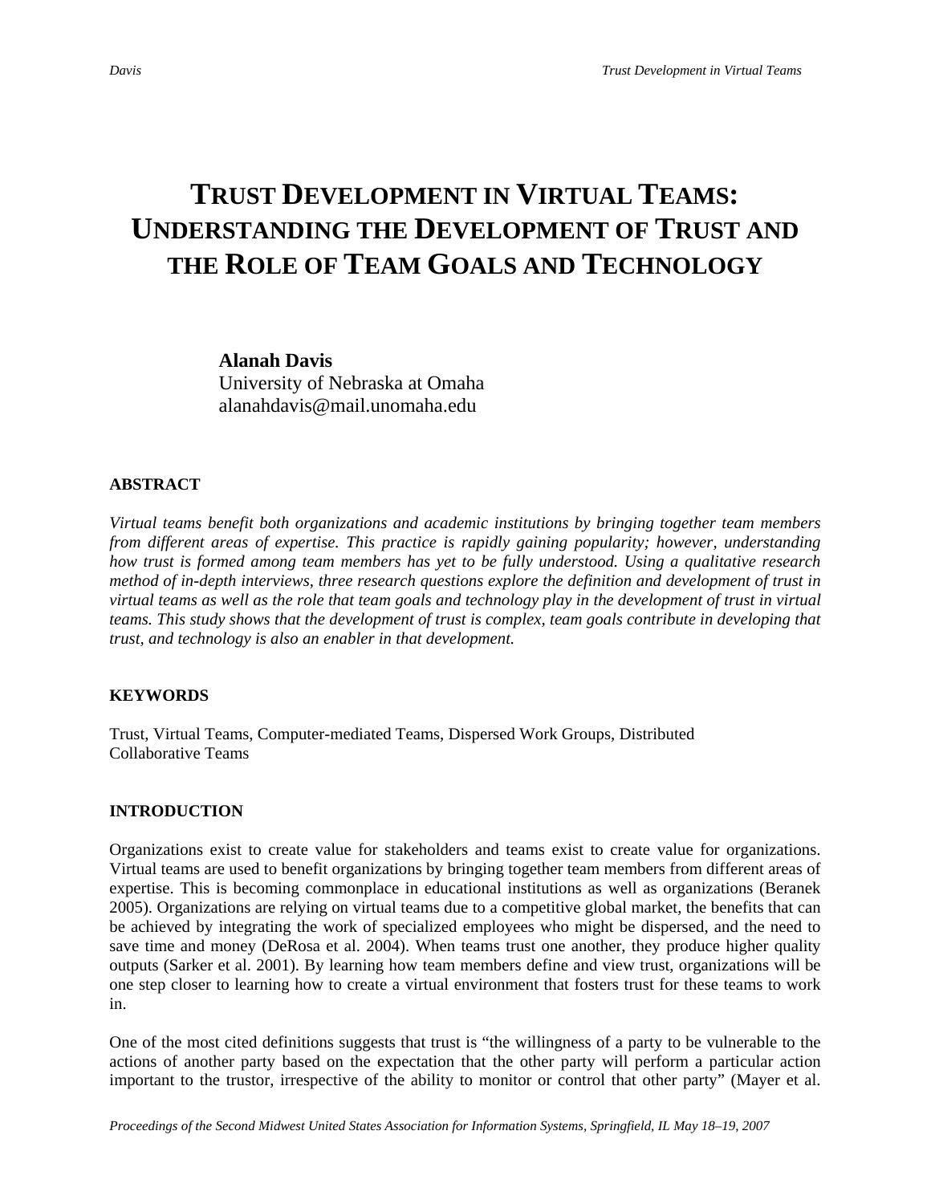# TRUST DEVELOPMENT IN VIRTUAL TEAMS: UNDERSTANDING THE DEVELOPMENT OF TRUST AND THE ROLE OF TEAM GOALS AND TECHNOLOGY

**Alanah Davis**
University of Nebraska at Omaha
alanahdavis@mail.unomaha.edu

## ABSTRACT

*Virtual teams benefit both organizations and academic institutions by bringing together team members from different areas of expertise. This practice is rapidly gaining popularity; however, understanding how trust is formed among team members has yet to be fully understood. Using a qualitative research method of in-depth interviews, three research questions explore the definition and development of trust in virtual teams as well as the role that team goals and technology play in the development of trust in virtual teams. This study shows that the development of trust is complex, team goals contribute in developing that trust, and technology is also an enabler in that development.*

## KEYWORDS

Trust, Virtual Teams, Computer-mediated Teams, Dispersed Work Groups, Distributed Collaborative Teams

## INTRODUCTION

Organizations exist to create value for stakeholders and teams exist to create value for organizations. Virtual teams are used to benefit organizations by bringing together team members from different areas of expertise. This is becoming commonplace in educational institutions as well as organizations (Beranek 2005). Organizations are relying on virtual teams due to a competitive global market, the benefits that can be achieved by integrating the work of specialized employees who might be dispersed, and the need to save time and money (DeRosa et al. 2004). When teams trust one another, they produce higher quality outputs (Sarker et al. 2001). By learning how team members define and view trust, organizations will be one step closer to learning how to create a virtual environment that fosters trust for these teams to work in.

One of the most cited definitions suggests that trust is "the willingness of a party to be vulnerable to the actions of another party based on the expectation that the other party will perform a particular action important to the trustor, irrespective of the ability to monitor or control that other party" (Mayer et al.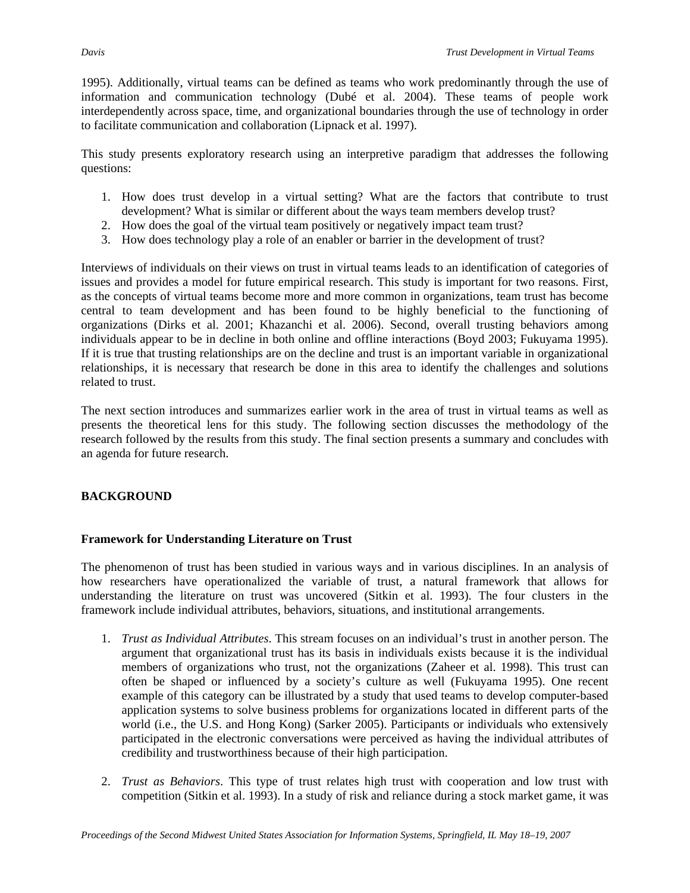1995). Additionally, virtual teams can be defined as teams who work predominantly through the use of information and communication technology (Dubé et al. 2004). These teams of people work interdependently across space, time, and organizational boundaries through the use of technology in order to facilitate communication and collaboration (Lipnack et al. 1997).

This study presents exploratory research using an interpretive paradigm that addresses the following questions:

1. How does trust develop in a virtual setting? What are the factors that contribute to trust development? What is similar or different about the ways team members develop trust?
2. How does the goal of the virtual team positively or negatively impact team trust?
3. How does technology play a role of an enabler or barrier in the development of trust?

Interviews of individuals on their views on trust in virtual teams leads to an identification of categories of issues and provides a model for future empirical research. This study is important for two reasons. First, as the concepts of virtual teams become more and more common in organizations, team trust has become central to team development and has been found to be highly beneficial to the functioning of organizations (Dirks et al. 2001; Khazanchi et al. 2006). Second, overall trusting behaviors among individuals appear to be in decline in both online and offline interactions (Boyd 2003; Fukuyama 1995). If it is true that trusting relationships are on the decline and trust is an important variable in organizational relationships, it is necessary that research be done in this area to identify the challenges and solutions related to trust.

The next section introduces and summarizes earlier work in the area of trust in virtual teams as well as presents the theoretical lens for this study. The following section discusses the methodology of the research followed by the results from this study. The final section presents a summary and concludes with an agenda for future research.

## BACKGROUND

### Framework for Understanding Literature on Trust

The phenomenon of trust has been studied in various ways and in various disciplines. In an analysis of how researchers have operationalized the variable of trust, a natural framework that allows for understanding the literature on trust was uncovered (Sitkin et al. 1993). The four clusters in the framework include individual attributes, behaviors, situations, and institutional arrangements.

1. *Trust as Individual Attributes*. This stream focuses on an individual's trust in another person. The argument that organizational trust has its basis in individuals exists because it is the individual members of organizations who trust, not the organizations (Zaheer et al. 1998). This trust can often be shaped or influenced by a society's culture as well (Fukuyama 1995). One recent example of this category can be illustrated by a study that used teams to develop computer-based application systems to solve business problems for organizations located in different parts of the world (i.e., the U.S. and Hong Kong) (Sarker 2005). Participants or individuals who extensively participated in the electronic conversations were perceived as having the individual attributes of credibility and trustworthiness because of their high participation.

2. *Trust as Behaviors*. This type of trust relates high trust with cooperation and low trust with competition (Sitkin et al. 1993). In a study of risk and reliance during a stock market game, it was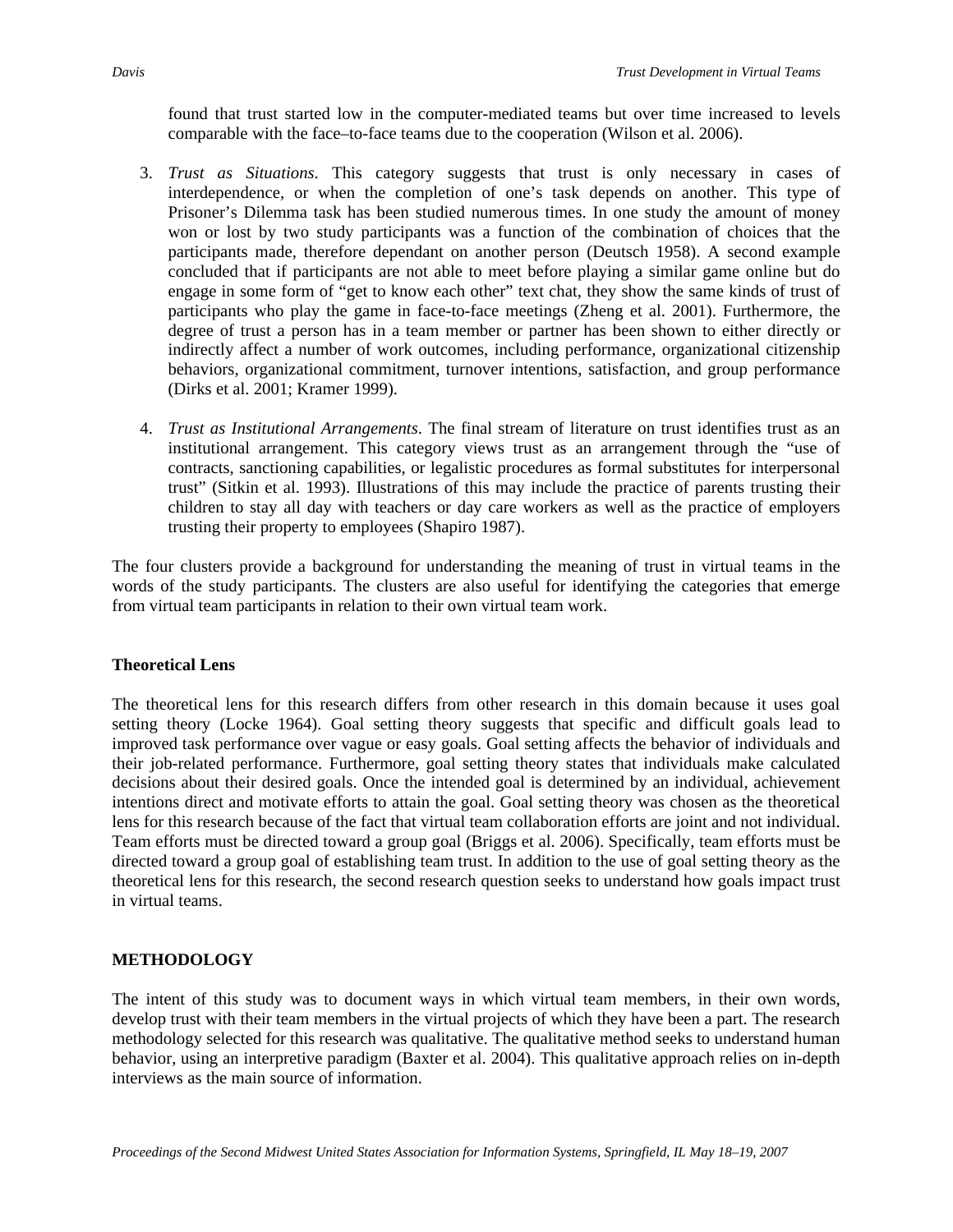found that trust started low in the computer-mediated teams but over time increased to levels comparable with the face–to-face teams due to the cooperation (Wilson et al. 2006).

3. *Trust as Situations*. This category suggests that trust is only necessary in cases of interdependence, or when the completion of one's task depends on another. This type of Prisoner's Dilemma task has been studied numerous times. In one study the amount of money won or lost by two study participants was a function of the combination of choices that the participants made, therefore dependant on another person (Deutsch 1958). A second example concluded that if participants are not able to meet before playing a similar game online but do engage in some form of "get to know each other" text chat, they show the same kinds of trust of participants who play the game in face-to-face meetings (Zheng et al. 2001). Furthermore, the degree of trust a person has in a team member or partner has been shown to either directly or indirectly affect a number of work outcomes, including performance, organizational citizenship behaviors, organizational commitment, turnover intentions, satisfaction, and group performance (Dirks et al. 2001; Kramer 1999).

4. *Trust as Institutional Arrangements*. The final stream of literature on trust identifies trust as an institutional arrangement. This category views trust as an arrangement through the "use of contracts, sanctioning capabilities, or legalistic procedures as formal substitutes for interpersonal trust" (Sitkin et al. 1993). Illustrations of this may include the practice of parents trusting their children to stay all day with teachers or day care workers as well as the practice of employers trusting their property to employees (Shapiro 1987).

The four clusters provide a background for understanding the meaning of trust in virtual teams in the words of the study participants. The clusters are also useful for identifying the categories that emerge from virtual team participants in relation to their own virtual team work.

### Theoretical Lens

The theoretical lens for this research differs from other research in this domain because it uses goal setting theory (Locke 1964). Goal setting theory suggests that specific and difficult goals lead to improved task performance over vague or easy goals. Goal setting affects the behavior of individuals and their job-related performance. Furthermore, goal setting theory states that individuals make calculated decisions about their desired goals. Once the intended goal is determined by an individual, achievement intentions direct and motivate efforts to attain the goal. Goal setting theory was chosen as the theoretical lens for this research because of the fact that virtual team collaboration efforts are joint and not individual. Team efforts must be directed toward a group goal (Briggs et al. 2006). Specifically, team efforts must be directed toward a group goal of establishing team trust. In addition to the use of goal setting theory as the theoretical lens for this research, the second research question seeks to understand how goals impact trust in virtual teams.

## METHODOLOGY

The intent of this study was to document ways in which virtual team members, in their own words, develop trust with their team members in the virtual projects of which they have been a part. The research methodology selected for this research was qualitative. The qualitative method seeks to understand human behavior, using an interpretive paradigm (Baxter et al. 2004). This qualitative approach relies on in-depth interviews as the main source of information.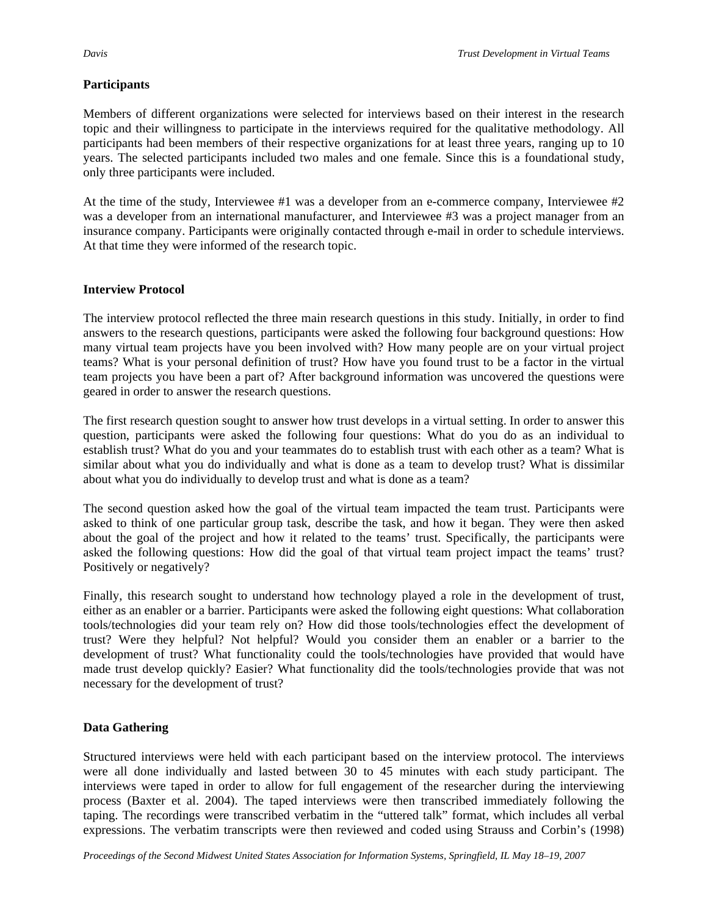### Participants

Members of different organizations were selected for interviews based on their interest in the research topic and their willingness to participate in the interviews required for the qualitative methodology. All participants had been members of their respective organizations for at least three years, ranging up to 10 years. The selected participants included two males and one female. Since this is a foundational study, only three participants were included.

At the time of the study, Interviewee #1 was a developer from an e-commerce company, Interviewee #2 was a developer from an international manufacturer, and Interviewee #3 was a project manager from an insurance company. Participants were originally contacted through e-mail in order to schedule interviews. At that time they were informed of the research topic.

### Interview Protocol

The interview protocol reflected the three main research questions in this study. Initially, in order to find answers to the research questions, participants were asked the following four background questions: How many virtual team projects have you been involved with? How many people are on your virtual project teams? What is your personal definition of trust? How have you found trust to be a factor in the virtual team projects you have been a part of? After background information was uncovered the questions were geared in order to answer the research questions.

The first research question sought to answer how trust develops in a virtual setting. In order to answer this question, participants were asked the following four questions: What do you do as an individual to establish trust? What do you and your teammates do to establish trust with each other as a team? What is similar about what you do individually and what is done as a team to develop trust? What is dissimilar about what you do individually to develop trust and what is done as a team?

The second question asked how the goal of the virtual team impacted the team trust. Participants were asked to think of one particular group task, describe the task, and how it began. They were then asked about the goal of the project and how it related to the teams' trust. Specifically, the participants were asked the following questions: How did the goal of that virtual team project impact the teams' trust? Positively or negatively?

Finally, this research sought to understand how technology played a role in the development of trust, either as an enabler or a barrier. Participants were asked the following eight questions: What collaboration tools/technologies did your team rely on? How did those tools/technologies effect the development of trust? Were they helpful? Not helpful? Would you consider them an enabler or a barrier to the development of trust? What functionality could the tools/technologies have provided that would have made trust develop quickly? Easier? What functionality did the tools/technologies provide that was not necessary for the development of trust?

### Data Gathering

Structured interviews were held with each participant based on the interview protocol. The interviews were all done individually and lasted between 30 to 45 minutes with each study participant. The interviews were taped in order to allow for full engagement of the researcher during the interviewing process (Baxter et al. 2004). The taped interviews were then transcribed immediately following the taping. The recordings were transcribed verbatim in the "uttered talk" format, which includes all verbal expressions. The verbatim transcripts were then reviewed and coded using Strauss and Corbin's (1998)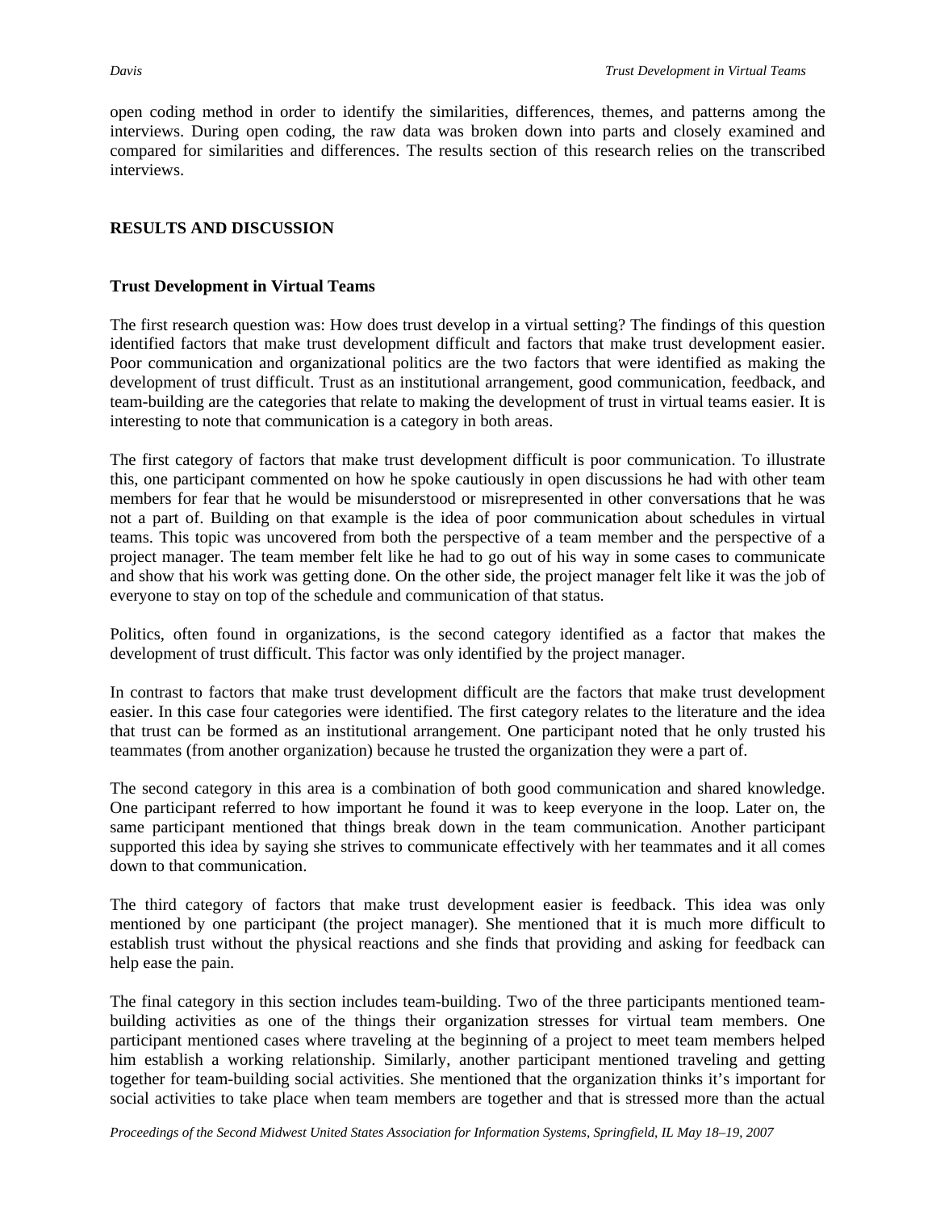open coding method in order to identify the similarities, differences, themes, and patterns among the interviews. During open coding, the raw data was broken down into parts and closely examined and compared for similarities and differences. The results section of this research relies on the transcribed interviews.

## RESULTS AND DISCUSSION

### Trust Development in Virtual Teams

The first research question was: How does trust develop in a virtual setting? The findings of this question identified factors that make trust development difficult and factors that make trust development easier. Poor communication and organizational politics are the two factors that were identified as making the development of trust difficult. Trust as an institutional arrangement, good communication, feedback, and team-building are the categories that relate to making the development of trust in virtual teams easier. It is interesting to note that communication is a category in both areas.

The first category of factors that make trust development difficult is poor communication. To illustrate this, one participant commented on how he spoke cautiously in open discussions he had with other team members for fear that he would be misunderstood or misrepresented in other conversations that he was not a part of. Building on that example is the idea of poor communication about schedules in virtual teams. This topic was uncovered from both the perspective of a team member and the perspective of a project manager. The team member felt like he had to go out of his way in some cases to communicate and show that his work was getting done. On the other side, the project manager felt like it was the job of everyone to stay on top of the schedule and communication of that status.

Politics, often found in organizations, is the second category identified as a factor that makes the development of trust difficult. This factor was only identified by the project manager.

In contrast to factors that make trust development difficult are the factors that make trust development easier. In this case four categories were identified. The first category relates to the literature and the idea that trust can be formed as an institutional arrangement. One participant noted that he only trusted his teammates (from another organization) because he trusted the organization they were a part of.

The second category in this area is a combination of both good communication and shared knowledge. One participant referred to how important he found it was to keep everyone in the loop. Later on, the same participant mentioned that things break down in the team communication. Another participant supported this idea by saying she strives to communicate effectively with her teammates and it all comes down to that communication.

The third category of factors that make trust development easier is feedback. This idea was only mentioned by one participant (the project manager). She mentioned that it is much more difficult to establish trust without the physical reactions and she finds that providing and asking for feedback can help ease the pain.

The final category in this section includes team-building. Two of the three participants mentioned team-building activities as one of the things their organization stresses for virtual team members. One participant mentioned cases where traveling at the beginning of a project to meet team members helped him establish a working relationship. Similarly, another participant mentioned traveling and getting together for team-building social activities. She mentioned that the organization thinks it's important for social activities to take place when team members are together and that is stressed more than the actual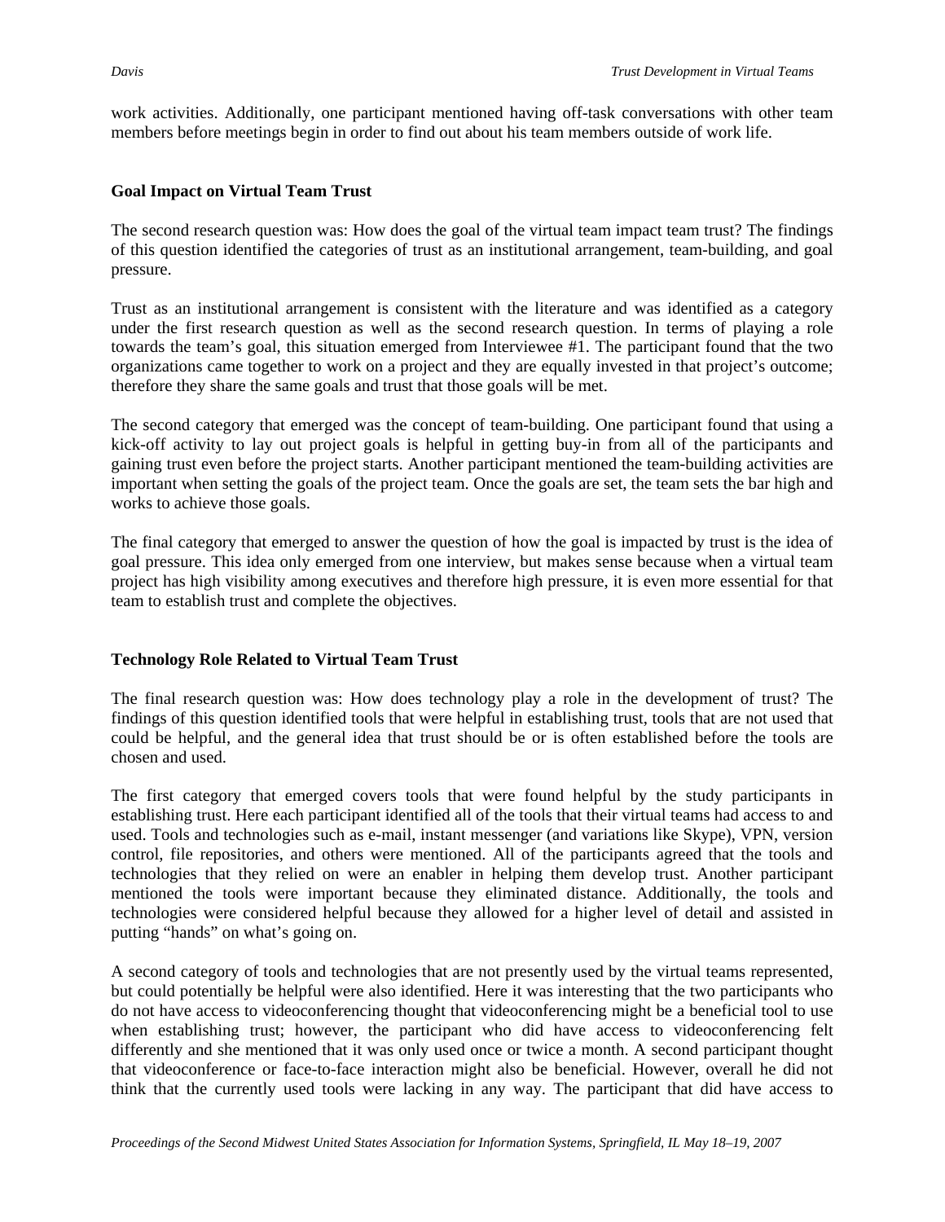work activities. Additionally, one participant mentioned having off-task conversations with other team members before meetings begin in order to find out about his team members outside of work life.

### Goal Impact on Virtual Team Trust

The second research question was: How does the goal of the virtual team impact team trust? The findings of this question identified the categories of trust as an institutional arrangement, team-building, and goal pressure.

Trust as an institutional arrangement is consistent with the literature and was identified as a category under the first research question as well as the second research question. In terms of playing a role towards the team's goal, this situation emerged from Interviewee #1. The participant found that the two organizations came together to work on a project and they are equally invested in that project's outcome; therefore they share the same goals and trust that those goals will be met.

The second category that emerged was the concept of team-building. One participant found that using a kick-off activity to lay out project goals is helpful in getting buy-in from all of the participants and gaining trust even before the project starts. Another participant mentioned the team-building activities are important when setting the goals of the project team. Once the goals are set, the team sets the bar high and works to achieve those goals.

The final category that emerged to answer the question of how the goal is impacted by trust is the idea of goal pressure. This idea only emerged from one interview, but makes sense because when a virtual team project has high visibility among executives and therefore high pressure, it is even more essential for that team to establish trust and complete the objectives.

### Technology Role Related to Virtual Team Trust

The final research question was: How does technology play a role in the development of trust? The findings of this question identified tools that were helpful in establishing trust, tools that are not used that could be helpful, and the general idea that trust should be or is often established before the tools are chosen and used.

The first category that emerged covers tools that were found helpful by the study participants in establishing trust. Here each participant identified all of the tools that their virtual teams had access to and used. Tools and technologies such as e-mail, instant messenger (and variations like Skype), VPN, version control, file repositories, and others were mentioned. All of the participants agreed that the tools and technologies that they relied on were an enabler in helping them develop trust. Another participant mentioned the tools were important because they eliminated distance. Additionally, the tools and technologies were considered helpful because they allowed for a higher level of detail and assisted in putting "hands" on what's going on.

A second category of tools and technologies that are not presently used by the virtual teams represented, but could potentially be helpful were also identified. Here it was interesting that the two participants who do not have access to videoconferencing thought that videoconferencing might be a beneficial tool to use when establishing trust; however, the participant who did have access to videoconferencing felt differently and she mentioned that it was only used once or twice a month. A second participant thought that videoconference or face-to-face interaction might also be beneficial. However, overall he did not think that the currently used tools were lacking in any way. The participant that did have access to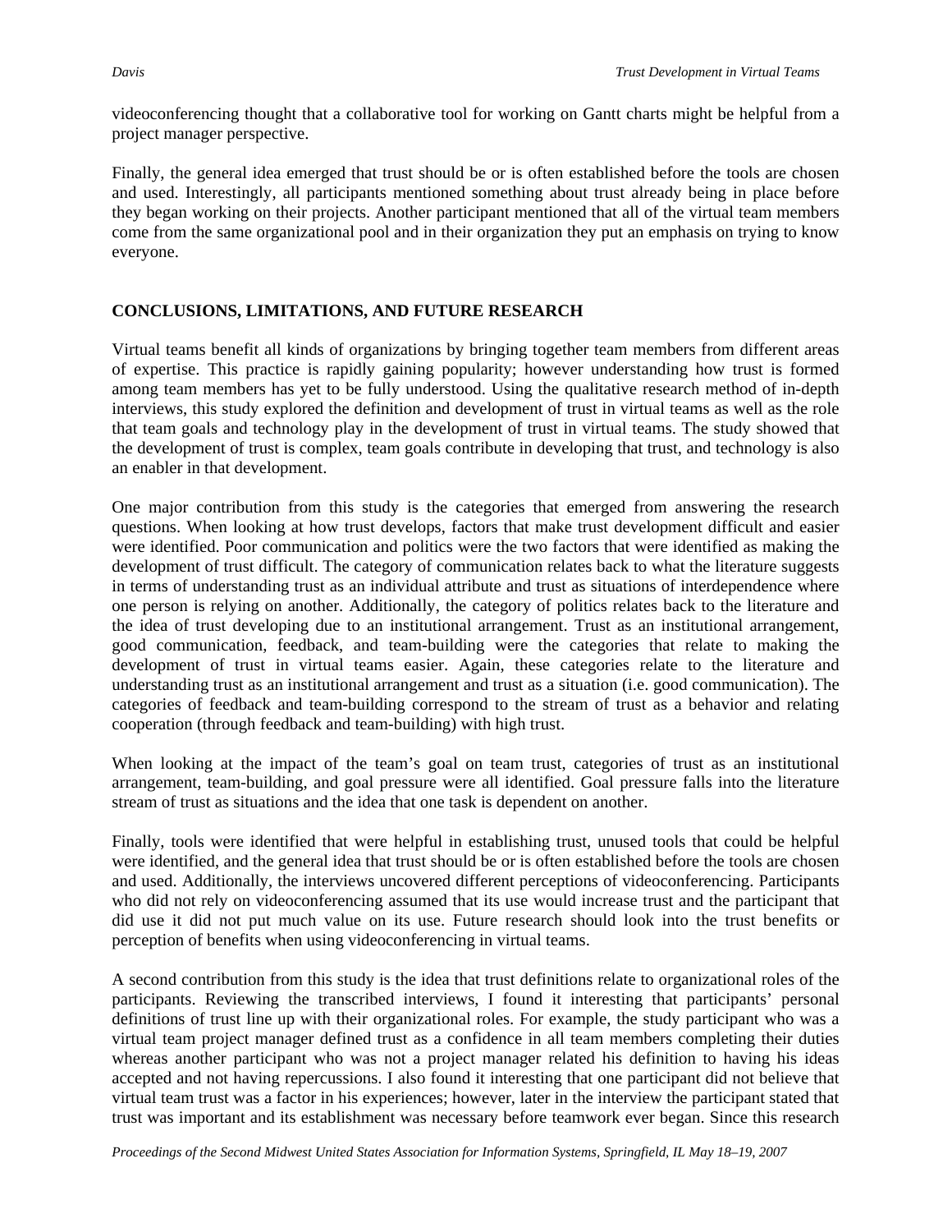videoconferencing thought that a collaborative tool for working on Gantt charts might be helpful from a project manager perspective.

Finally, the general idea emerged that trust should be or is often established before the tools are chosen and used. Interestingly, all participants mentioned something about trust already being in place before they began working on their projects. Another participant mentioned that all of the virtual team members come from the same organizational pool and in their organization they put an emphasis on trying to know everyone.

## CONCLUSIONS, LIMITATIONS, AND FUTURE RESEARCH

Virtual teams benefit all kinds of organizations by bringing together team members from different areas of expertise. This practice is rapidly gaining popularity; however understanding how trust is formed among team members has yet to be fully understood. Using the qualitative research method of in-depth interviews, this study explored the definition and development of trust in virtual teams as well as the role that team goals and technology play in the development of trust in virtual teams. The study showed that the development of trust is complex, team goals contribute in developing that trust, and technology is also an enabler in that development.

One major contribution from this study is the categories that emerged from answering the research questions. When looking at how trust develops, factors that make trust development difficult and easier were identified. Poor communication and politics were the two factors that were identified as making the development of trust difficult. The category of communication relates back to what the literature suggests in terms of understanding trust as an individual attribute and trust as situations of interdependence where one person is relying on another. Additionally, the category of politics relates back to the literature and the idea of trust developing due to an institutional arrangement. Trust as an institutional arrangement, good communication, feedback, and team-building were the categories that relate to making the development of trust in virtual teams easier. Again, these categories relate to the literature and understanding trust as an institutional arrangement and trust as a situation (i.e. good communication). The categories of feedback and team-building correspond to the stream of trust as a behavior and relating cooperation (through feedback and team-building) with high trust.

When looking at the impact of the team's goal on team trust, categories of trust as an institutional arrangement, team-building, and goal pressure were all identified. Goal pressure falls into the literature stream of trust as situations and the idea that one task is dependent on another.

Finally, tools were identified that were helpful in establishing trust, unused tools that could be helpful were identified, and the general idea that trust should be or is often established before the tools are chosen and used. Additionally, the interviews uncovered different perceptions of videoconferencing. Participants who did not rely on videoconferencing assumed that its use would increase trust and the participant that did use it did not put much value on its use. Future research should look into the trust benefits or perception of benefits when using videoconferencing in virtual teams.

A second contribution from this study is the idea that trust definitions relate to organizational roles of the participants. Reviewing the transcribed interviews, I found it interesting that participants' personal definitions of trust line up with their organizational roles. For example, the study participant who was a virtual team project manager defined trust as a confidence in all team members completing their duties whereas another participant who was not a project manager related his definition to having his ideas accepted and not having repercussions. I also found it interesting that one participant did not believe that virtual team trust was a factor in his experiences; however, later in the interview the participant stated that trust was important and its establishment was necessary before teamwork ever began. Since this research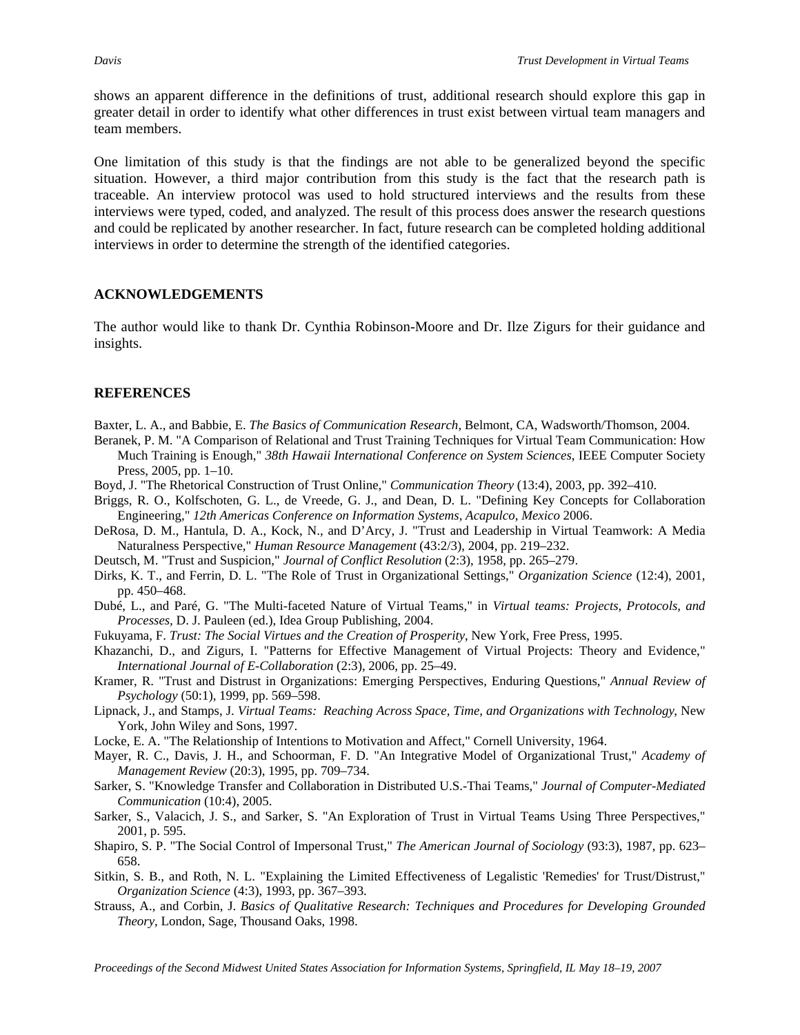shows an apparent difference in the definitions of trust, additional research should explore this gap in greater detail in order to identify what other differences in trust exist between virtual team managers and team members.

One limitation of this study is that the findings are not able to be generalized beyond the specific situation. However, a third major contribution from this study is the fact that the research path is traceable. An interview protocol was used to hold structured interviews and the results from these interviews were typed, coded, and analyzed. The result of this process does answer the research questions and could be replicated by another researcher. In fact, future research can be completed holding additional interviews in order to determine the strength of the identified categories.

## ACKNOWLEDGEMENTS

The author would like to thank Dr. Cynthia Robinson-Moore and Dr. Ilze Zigurs for their guidance and insights.

## REFERENCES

Baxter, L. A., and Babbie, E. *The Basics of Communication Research*, Belmont, CA, Wadsworth/Thomson, 2004.

Beranek, P. M. "A Comparison of Relational and Trust Training Techniques for Virtual Team Communication: How Much Training is Enough," *38th Hawaii International Conference on System Sciences*, IEEE Computer Society Press, 2005, pp. 1–10.

Boyd, J. "The Rhetorical Construction of Trust Online," *Communication Theory* (13:4), 2003, pp. 392–410.

Briggs, R. O., Kolfschoten, G. L., de Vreede, G. J., and Dean, D. L. "Defining Key Concepts for Collaboration Engineering," *12th Americas Conference on Information Systems, Acapulco, Mexico* 2006.

DeRosa, D. M., Hantula, D. A., Kock, N., and D'Arcy, J. "Trust and Leadership in Virtual Teamwork: A Media Naturalness Perspective," *Human Resource Management* (43:2/3), 2004, pp. 219–232.

Deutsch, M. "Trust and Suspicion," *Journal of Conflict Resolution* (2:3), 1958, pp. 265–279.

Dirks, K. T., and Ferrin, D. L. "The Role of Trust in Organizational Settings," *Organization Science* (12:4), 2001, pp. 450–468.

Dubé, L., and Paré, G. "The Multi-faceted Nature of Virtual Teams," in *Virtual teams: Projects, Protocols, and Processes*, D. J. Pauleen (ed.), Idea Group Publishing, 2004.

Fukuyama, F. *Trust: The Social Virtues and the Creation of Prosperity*, New York, Free Press, 1995.

Khazanchi, D., and Zigurs, I. "Patterns for Effective Management of Virtual Projects: Theory and Evidence," *International Journal of E-Collaboration* (2:3), 2006, pp. 25–49.

Kramer, R. "Trust and Distrust in Organizations: Emerging Perspectives, Enduring Questions," *Annual Review of Psychology* (50:1), 1999, pp. 569–598.

Lipnack, J., and Stamps, J. *Virtual Teams: Reaching Across Space, Time, and Organizations with Technology*, New York, John Wiley and Sons, 1997.

Locke, E. A. "The Relationship of Intentions to Motivation and Affect," Cornell University, 1964.

Mayer, R. C., Davis, J. H., and Schoorman, F. D. "An Integrative Model of Organizational Trust," *Academy of Management Review* (20:3), 1995, pp. 709–734.

Sarker, S. "Knowledge Transfer and Collaboration in Distributed U.S.-Thai Teams," *Journal of Computer-Mediated Communication* (10:4), 2005.

Sarker, S., Valacich, J. S., and Sarker, S. "An Exploration of Trust in Virtual Teams Using Three Perspectives," 2001, p. 595.

Shapiro, S. P. "The Social Control of Impersonal Trust," *The American Journal of Sociology* (93:3), 1987, pp. 623–658.

Sitkin, S. B., and Roth, N. L. "Explaining the Limited Effectiveness of Legalistic 'Remedies' for Trust/Distrust," *Organization Science* (4:3), 1993, pp. 367–393.

Strauss, A., and Corbin, J. *Basics of Qualitative Research: Techniques and Procedures for Developing Grounded Theory*, London, Sage, Thousand Oaks, 1998.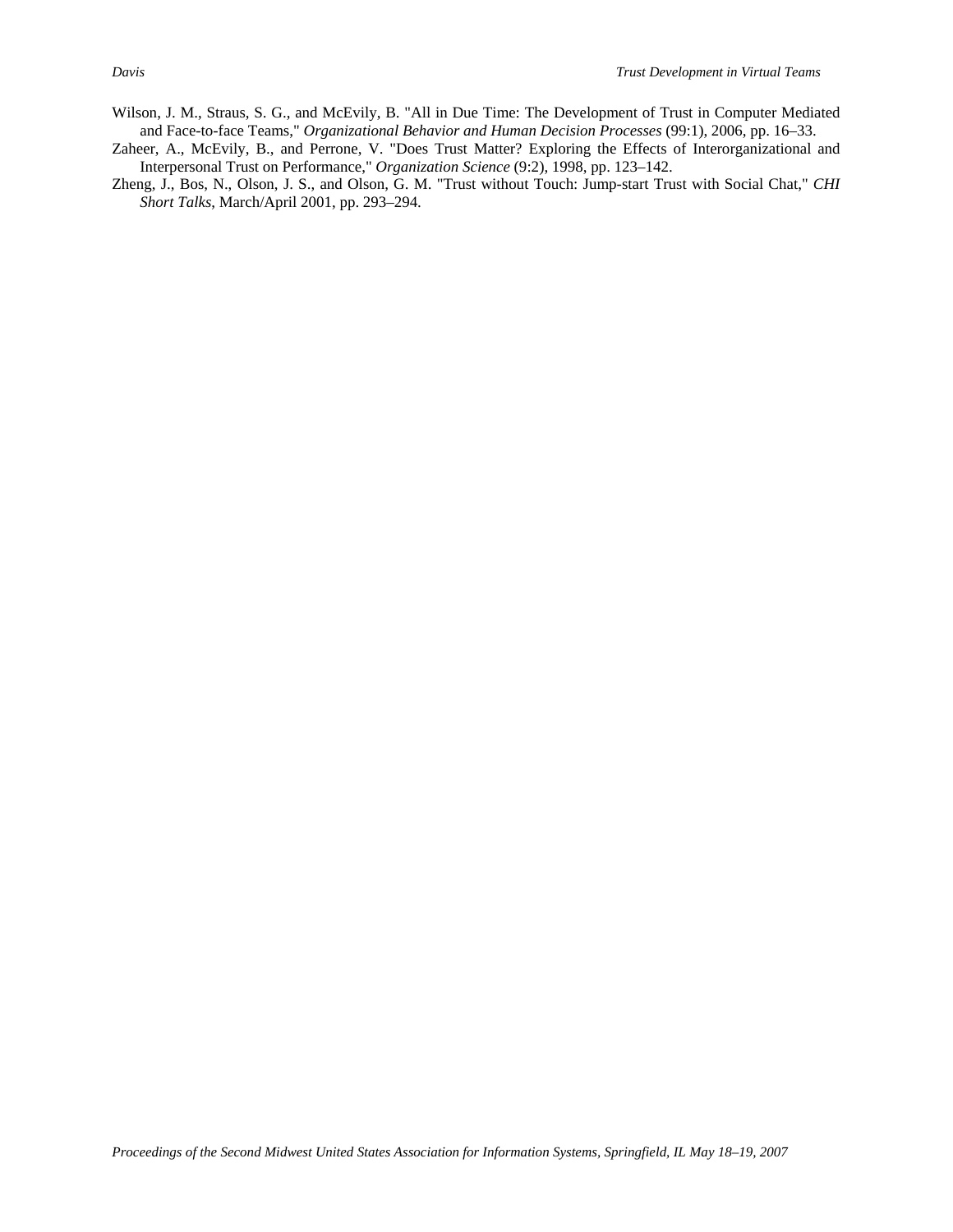Wilson, J. M., Straus, S. G., and McEvily, B. "All in Due Time: The Development of Trust in Computer Mediated and Face-to-face Teams," *Organizational Behavior and Human Decision Processes* (99:1), 2006, pp. 16–33.

Zaheer, A., McEvily, B., and Perrone, V. "Does Trust Matter? Exploring the Effects of Interorganizational and Interpersonal Trust on Performance," *Organization Science* (9:2), 1998, pp. 123–142.

Zheng, J., Bos, N., Olson, J. S., and Olson, G. M. "Trust without Touch: Jump-start Trust with Social Chat," *CHI Short Talks*, March/April 2001, pp. 293–294.